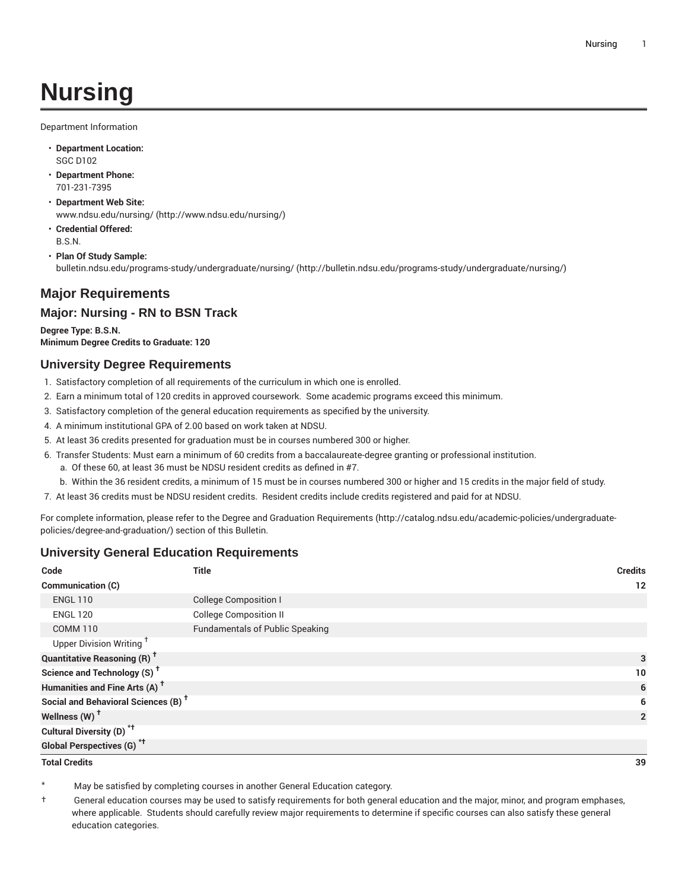# Nursing

Department Information

- **Department Location:**
  SGC D102
- **Department Phone:**
  701-231-7395
- **Department Web Site:**
  www.ndsu.edu/nursing/ (http://www.ndsu.edu/nursing/)
- **Credential Offered:**
  B.S.N.
- **Plan Of Study Sample:**
  bulletin.ndsu.edu/programs-study/undergraduate/nursing/ (http://bulletin.ndsu.edu/programs-study/undergraduate/nursing/)

## Major Requirements

### Major: Nursing - RN to BSN Track

**Degree Type: B.S.N.**
**Minimum Degree Credits to Graduate: 120**

### University Degree Requirements

1. Satisfactory completion of all requirements of the curriculum in which one is enrolled.
2. Earn a minimum total of 120 credits in approved coursework. Some academic programs exceed this minimum.
3. Satisfactory completion of the general education requirements as specified by the university.
4. A minimum institutional GPA of 2.00 based on work taken at NDSU.
5. At least 36 credits presented for graduation must be in courses numbered 300 or higher.
6. Transfer Students: Must earn a minimum of 60 credits from a baccalaureate-degree granting or professional institution.
   a. Of these 60, at least 36 must be NDSU resident credits as defined in #7.
   b. Within the 36 resident credits, a minimum of 15 must be in courses numbered 300 or higher and 15 credits in the major field of study.
7. At least 36 credits must be NDSU resident credits. Resident credits include credits registered and paid for at NDSU.

For complete information, please refer to the Degree and Graduation Requirements (http://catalog.ndsu.edu/academic-policies/undergraduate-policies/degree-and-graduation/) section of this Bulletin.

### University General Education Requirements

| Code | Title | Credits |
|---|---|---|
| **Communication (C)** | | **12** |
| ENGL 110 | College Composition I | |
| ENGL 120 | College Composition II | |
| COMM 110 | Fundamentals of Public Speaking | |
| Upper Division Writing † | | |
| **Quantitative Reasoning (R) †** | | **3** |
| **Science and Technology (S) †** | | **10** |
| **Humanities and Fine Arts (A) †** | | **6** |
| **Social and Behavioral Sciences (B) †** | | **6** |
| **Wellness (W) †** | | **2** |
| **Cultural Diversity (D) *†** | | |
| **Global Perspectives (G) *†** | | |
| **Total Credits** | | **39** |

\* May be satisfied by completing courses in another General Education category.

† General education courses may be used to satisfy requirements for both general education and the major, minor, and program emphases, where applicable. Students should carefully review major requirements to determine if specific courses can also satisfy these general education categories.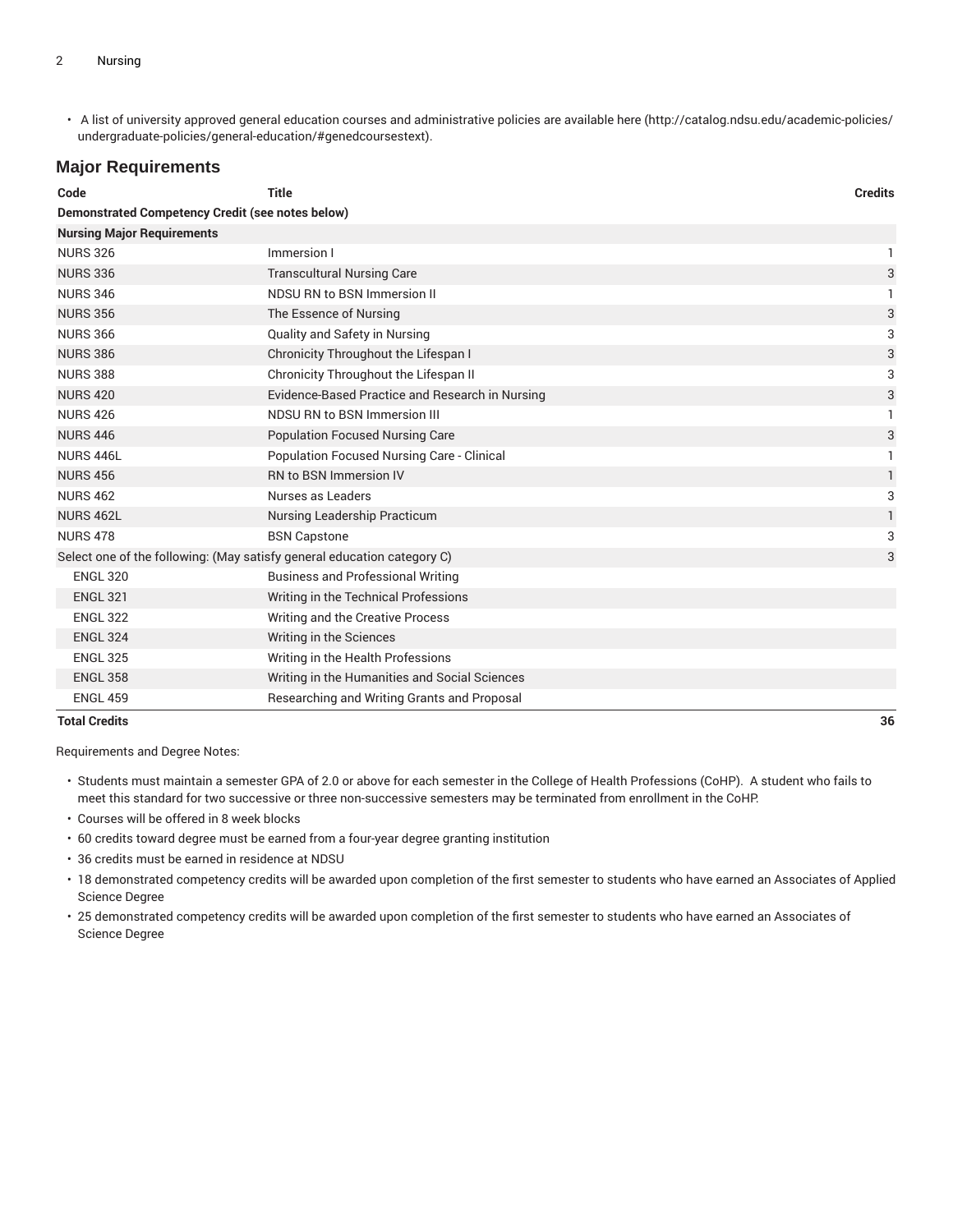- A list of university approved general education courses and administrative policies are available here (http://catalog.ndsu.edu/academic-policies/undergraduate-policies/general-education/#genedcoursestext).

## Major Requirements

| Code | Title | Credits |
| --- | --- | --- |
| **Demonstrated Competency Credit (see notes below)** | | |
| **Nursing Major Requirements** | | |
| NURS 326 | Immersion I | 1 |
| NURS 336 | Transcultural Nursing Care | 3 |
| NURS 346 | NDSU RN to BSN Immersion II | 1 |
| NURS 356 | The Essence of Nursing | 3 |
| NURS 366 | Quality and Safety in Nursing | 3 |
| NURS 386 | Chronicity Throughout the Lifespan I | 3 |
| NURS 388 | Chronicity Throughout the Lifespan II | 3 |
| NURS 420 | Evidence-Based Practice and Research in Nursing | 3 |
| NURS 426 | NDSU RN to BSN Immersion III | 1 |
| NURS 446 | Population Focused Nursing Care | 3 |
| NURS 446L | Population Focused Nursing Care - Clinical | 1 |
| NURS 456 | RN to BSN Immersion IV | 1 |
| NURS 462 | Nurses as Leaders | 3 |
| NURS 462L | Nursing Leadership Practicum | 1 |
| NURS 478 | BSN Capstone | 3 |
| Select one of the following: (May satisfy general education category C) | | 3 |
| ENGL 320 | Business and Professional Writing | |
| ENGL 321 | Writing in the Technical Professions | |
| ENGL 322 | Writing and the Creative Process | |
| ENGL 324 | Writing in the Sciences | |
| ENGL 325 | Writing in the Health Professions | |
| ENGL 358 | Writing in the Humanities and Social Sciences | |
| ENGL 459 | Researching and Writing Grants and Proposal | |
| **Total Credits** | | **36** |

Requirements and Degree Notes:

- Students must maintain a semester GPA of 2.0 or above for each semester in the College of Health Professions (CoHP). A student who fails to meet this standard for two successive or three non-successive semesters may be terminated from enrollment in the CoHP.
- Courses will be offered in 8 week blocks
- 60 credits toward degree must be earned from a four-year degree granting institution
- 36 credits must be earned in residence at NDSU
- 18 demonstrated competency credits will be awarded upon completion of the first semester to students who have earned an Associates of Applied Science Degree
- 25 demonstrated competency credits will be awarded upon completion of the first semester to students who have earned an Associates of Science Degree